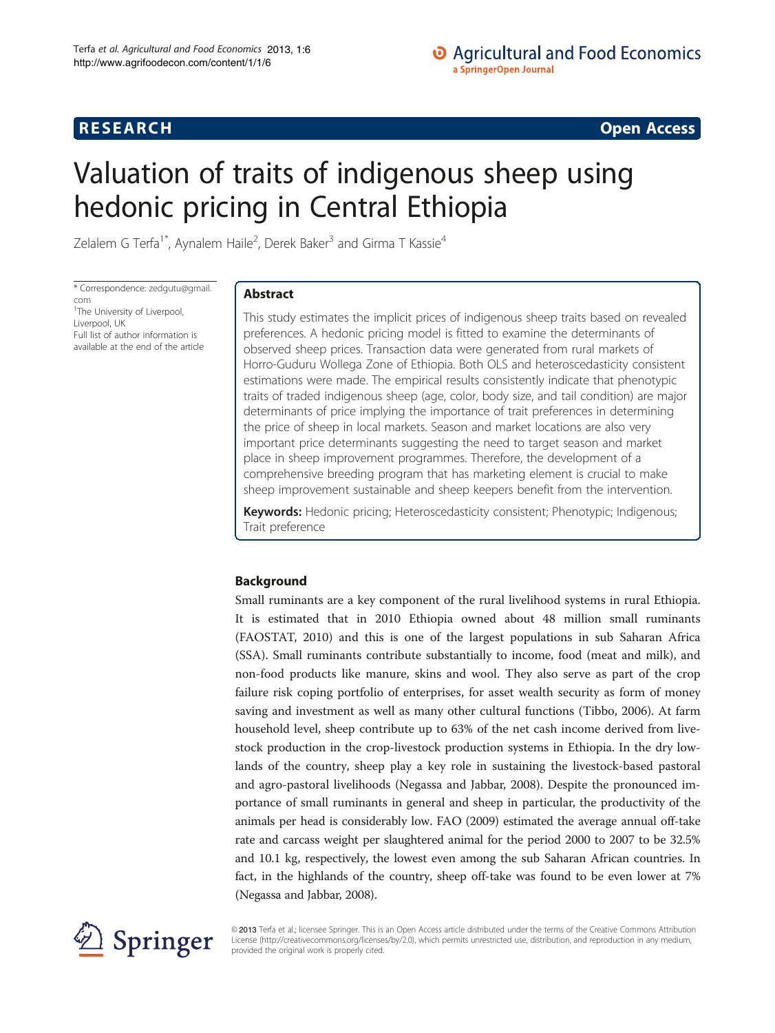RESEARCH Open Access

# Valuation of traits of indigenous sheep using hedonic pricing in Central Ethiopia

Zelalem G Terfa[1*], Aynalem Haile[2], Derek Baker[3] and Girma T Kassie[4]

\* Correspondence: zedgutu@gmail.com
[1]The University of Liverpool, Liverpool, UK
Full list of author information is available at the end of the article

## Abstract

This study estimates the implicit prices of indigenous sheep traits based on revealed preferences. A hedonic pricing model is fitted to examine the determinants of observed sheep prices. Transaction data were generated from rural markets of Horro-Guduru Wollega Zone of Ethiopia. Both OLS and heteroscedasticity consistent estimations were made. The empirical results consistently indicate that phenotypic traits of traded indigenous sheep (age, color, body size, and tail condition) are major determinants of price implying the importance of trait preferences in determining the price of sheep in local markets. Season and market locations are also very important price determinants suggesting the need to target season and market place in sheep improvement programmes. Therefore, the development of a comprehensive breeding program that has marketing element is crucial to make sheep improvement sustainable and sheep keepers benefit from the intervention.

**Keywords:** Hedonic pricing; Heteroscedasticity consistent; Phenotypic; Indigenous; Trait preference

## Background

Small ruminants are a key component of the rural livelihood systems in rural Ethiopia. It is estimated that in 2010 Ethiopia owned about 48 million small ruminants (FAOSTAT, 2010) and this is one of the largest populations in sub Saharan Africa (SSA). Small ruminants contribute substantially to income, food (meat and milk), and non-food products like manure, skins and wool. They also serve as part of the crop failure risk coping portfolio of enterprises, for asset wealth security as form of money saving and investment as well as many other cultural functions (Tibbo, 2006). At farm household level, sheep contribute up to 63% of the net cash income derived from livestock production in the crop-livestock production systems in Ethiopia. In the dry lowlands of the country, sheep play a key role in sustaining the livestock-based pastoral and agro-pastoral livelihoods (Negassa and Jabbar, 2008). Despite the pronounced importance of small ruminants in general and sheep in particular, the productivity of the animals per head is considerably low. FAO (2009) estimated the average annual off-take rate and carcass weight per slaughtered animal for the period 2000 to 2007 to be 32.5% and 10.1 kg, respectively, the lowest even among the sub Saharan African countries. In fact, in the highlands of the country, sheep off-take was found to be even lower at 7% (Negassa and Jabbar, 2008).

© 2013 Terfa et al.; licensee Springer. This is an Open Access article distributed under the terms of the Creative Commons Attribution License (http://creativecommons.org/licenses/by/2.0), which permits unrestricted use, distribution, and reproduction in any medium, provided the original work is properly cited.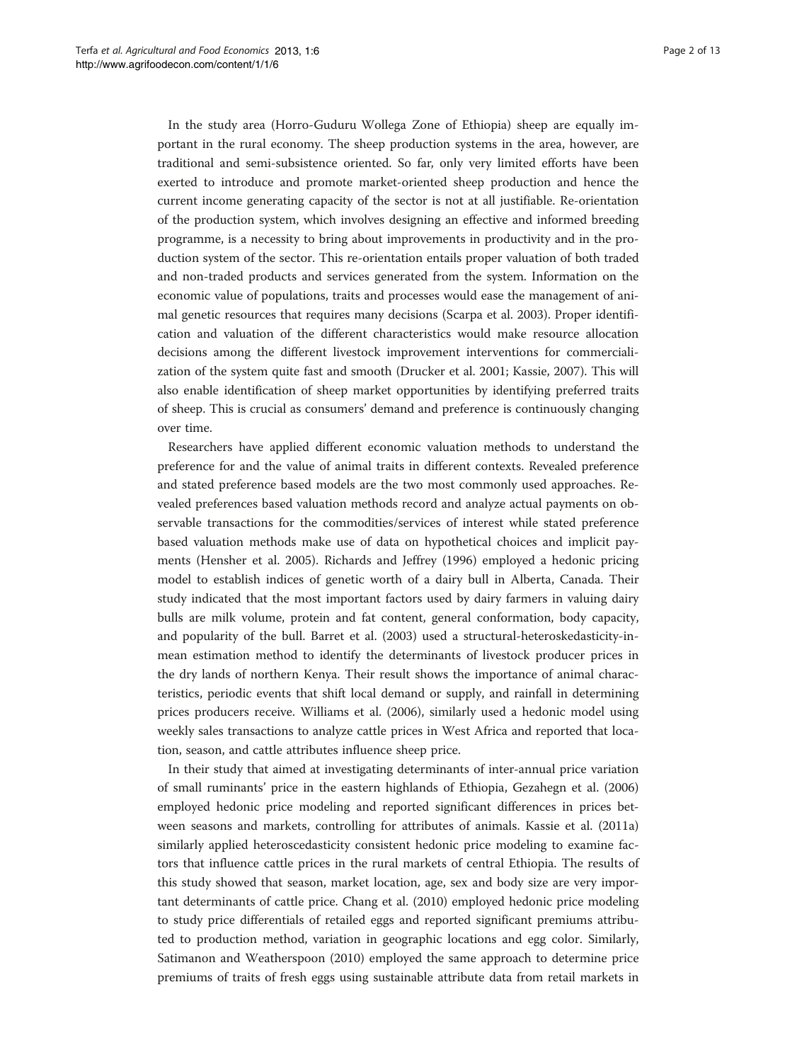In the study area (Horro-Guduru Wollega Zone of Ethiopia) sheep are equally important in the rural economy. The sheep production systems in the area, however, are traditional and semi-subsistence oriented. So far, only very limited efforts have been exerted to introduce and promote market-oriented sheep production and hence the current income generating capacity of the sector is not at all justifiable. Re-orientation of the production system, which involves designing an effective and informed breeding programme, is a necessity to bring about improvements in productivity and in the production system of the sector. This re-orientation entails proper valuation of both traded and non-traded products and services generated from the system. Information on the economic value of populations, traits and processes would ease the management of animal genetic resources that requires many decisions (Scarpa et al. 2003). Proper identification and valuation of the different characteristics would make resource allocation decisions among the different livestock improvement interventions for commercialization of the system quite fast and smooth (Drucker et al. 2001; Kassie, 2007). This will also enable identification of sheep market opportunities by identifying preferred traits of sheep. This is crucial as consumers' demand and preference is continuously changing over time.

Researchers have applied different economic valuation methods to understand the preference for and the value of animal traits in different contexts. Revealed preference and stated preference based models are the two most commonly used approaches. Revealed preferences based valuation methods record and analyze actual payments on observable transactions for the commodities/services of interest while stated preference based valuation methods make use of data on hypothetical choices and implicit payments (Hensher et al. 2005). Richards and Jeffrey (1996) employed a hedonic pricing model to establish indices of genetic worth of a dairy bull in Alberta, Canada. Their study indicated that the most important factors used by dairy farmers in valuing dairy bulls are milk volume, protein and fat content, general conformation, body capacity, and popularity of the bull. Barret et al. (2003) used a structural-heteroskedasticity-in-mean estimation method to identify the determinants of livestock producer prices in the dry lands of northern Kenya. Their result shows the importance of animal characteristics, periodic events that shift local demand or supply, and rainfall in determining prices producers receive. Williams et al. (2006), similarly used a hedonic model using weekly sales transactions to analyze cattle prices in West Africa and reported that location, season, and cattle attributes influence sheep price.

In their study that aimed at investigating determinants of inter-annual price variation of small ruminants' price in the eastern highlands of Ethiopia, Gezahegn et al. (2006) employed hedonic price modeling and reported significant differences in prices between seasons and markets, controlling for attributes of animals. Kassie et al. (2011a) similarly applied heteroscedasticity consistent hedonic price modeling to examine factors that influence cattle prices in the rural markets of central Ethiopia. The results of this study showed that season, market location, age, sex and body size are very important determinants of cattle price. Chang et al. (2010) employed hedonic price modeling to study price differentials of retailed eggs and reported significant premiums attributed to production method, variation in geographic locations and egg color. Similarly, Satimanon and Weatherspoon (2010) employed the same approach to determine price premiums of traits of fresh eggs using sustainable attribute data from retail markets in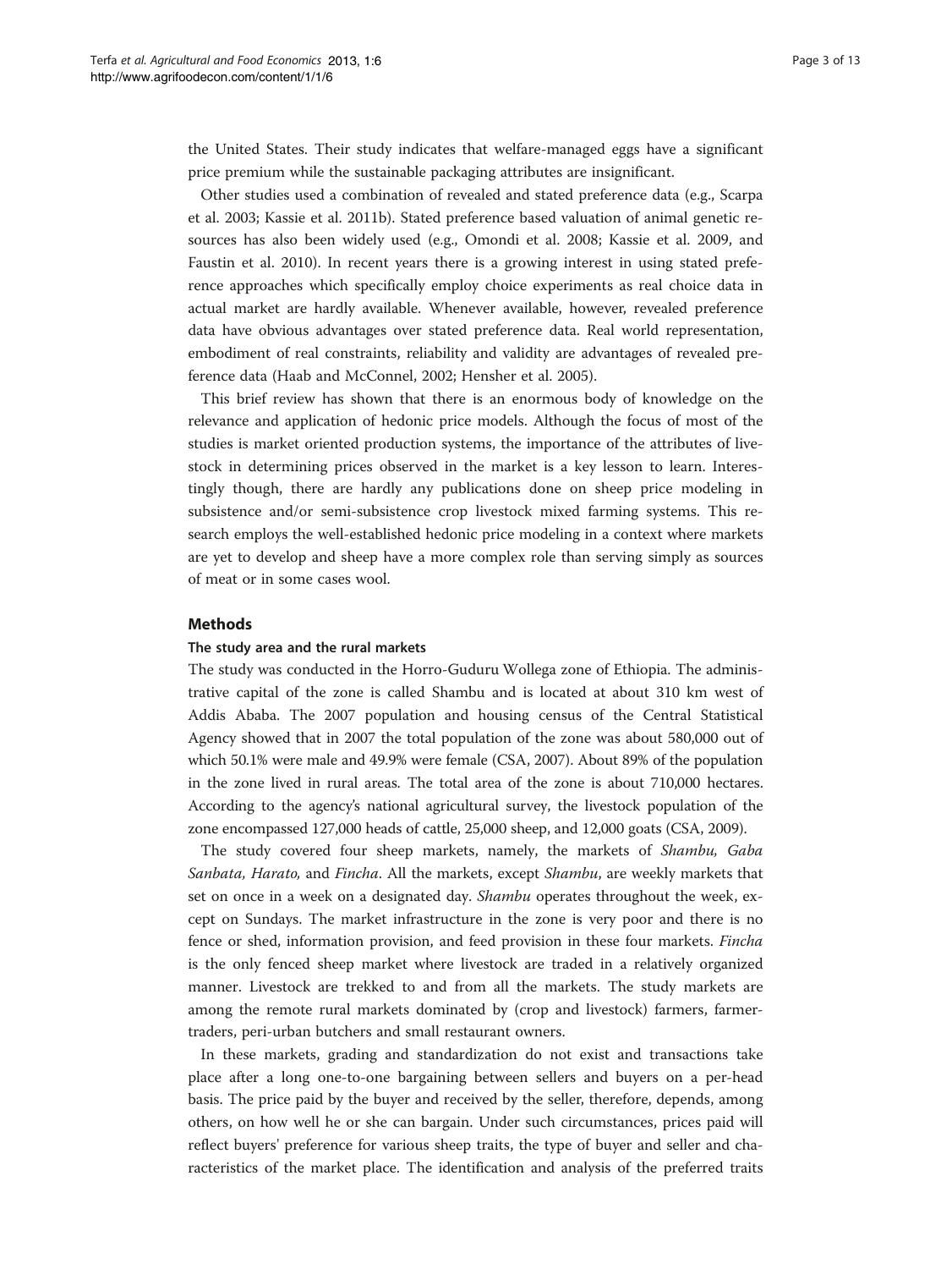the United States. Their study indicates that welfare-managed eggs have a significant price premium while the sustainable packaging attributes are insignificant.

Other studies used a combination of revealed and stated preference data (e.g., Scarpa et al. 2003; Kassie et al. 2011b). Stated preference based valuation of animal genetic resources has also been widely used (e.g., Omondi et al. 2008; Kassie et al. 2009, and Faustin et al. 2010). In recent years there is a growing interest in using stated preference approaches which specifically employ choice experiments as real choice data in actual market are hardly available. Whenever available, however, revealed preference data have obvious advantages over stated preference data. Real world representation, embodiment of real constraints, reliability and validity are advantages of revealed preference data (Haab and McConnel, 2002; Hensher et al. 2005).

This brief review has shown that there is an enormous body of knowledge on the relevance and application of hedonic price models. Although the focus of most of the studies is market oriented production systems, the importance of the attributes of livestock in determining prices observed in the market is a key lesson to learn. Interestingly though, there are hardly any publications done on sheep price modeling in subsistence and/or semi-subsistence crop livestock mixed farming systems. This research employs the well-established hedonic price modeling in a context where markets are yet to develop and sheep have a more complex role than serving simply as sources of meat or in some cases wool.

## Methods

### The study area and the rural markets

The study was conducted in the Horro-Guduru Wollega zone of Ethiopia. The administrative capital of the zone is called Shambu and is located at about 310 km west of Addis Ababa. The 2007 population and housing census of the Central Statistical Agency showed that in 2007 the total population of the zone was about 580,000 out of which 50.1% were male and 49.9% were female (CSA, 2007). About 89% of the population in the zone lived in rural areas. The total area of the zone is about 710,000 hectares. According to the agency's national agricultural survey, the livestock population of the zone encompassed 127,000 heads of cattle, 25,000 sheep, and 12,000 goats (CSA, 2009).

The study covered four sheep markets, namely, the markets of *Shambu, Gaba Sanbata, Harato*, and *Fincha*. All the markets, except *Shambu*, are weekly markets that set on once in a week on a designated day. *Shambu* operates throughout the week, except on Sundays. The market infrastructure in the zone is very poor and there is no fence or shed, information provision, and feed provision in these four markets. *Fincha* is the only fenced sheep market where livestock are traded in a relatively organized manner. Livestock are trekked to and from all the markets. The study markets are among the remote rural markets dominated by (crop and livestock) farmers, farmer-traders, peri-urban butchers and small restaurant owners.

In these markets, grading and standardization do not exist and transactions take place after a long one-to-one bargaining between sellers and buyers on a per-head basis. The price paid by the buyer and received by the seller, therefore, depends, among others, on how well he or she can bargain. Under such circumstances, prices paid will reflect buyers' preference for various sheep traits, the type of buyer and seller and characteristics of the market place. The identification and analysis of the preferred traits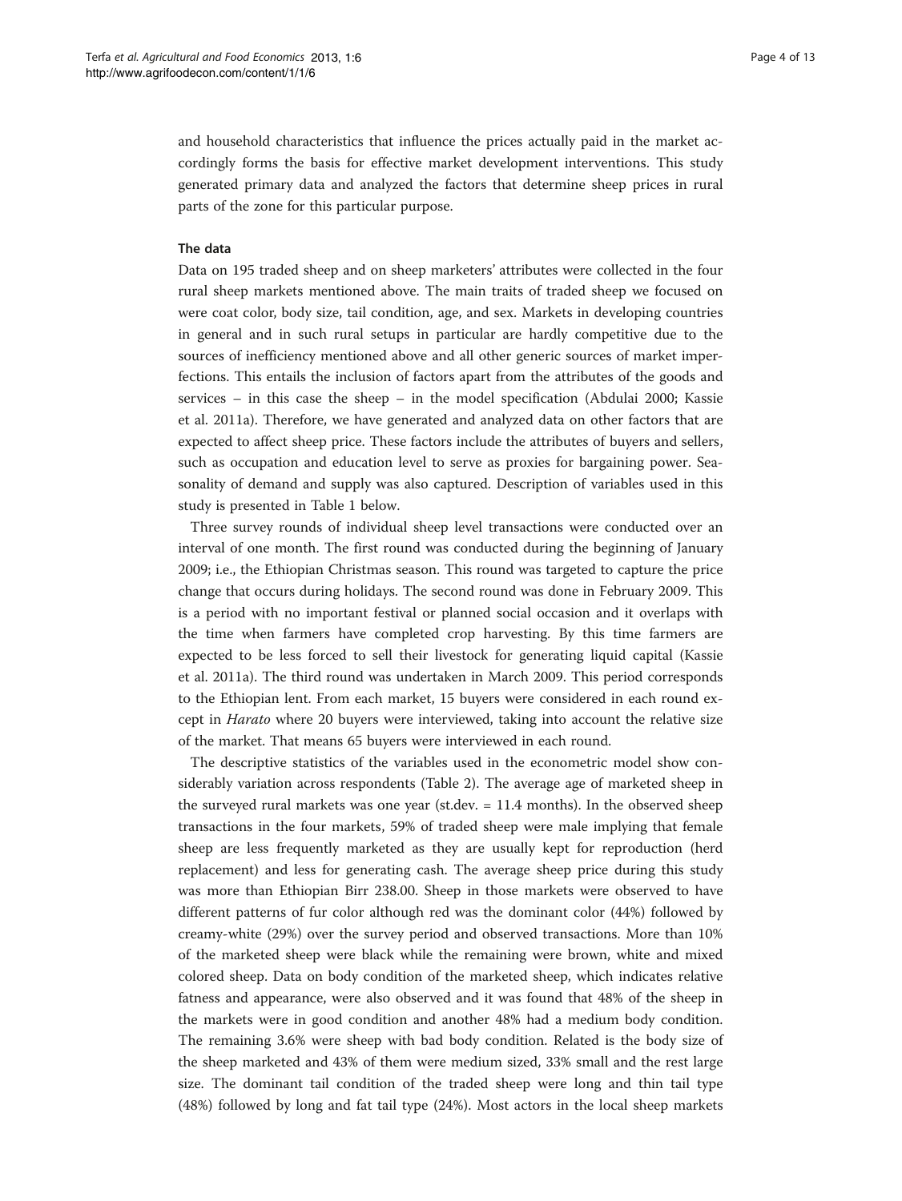and household characteristics that influence the prices actually paid in the market accordingly forms the basis for effective market development interventions. This study generated primary data and analyzed the factors that determine sheep prices in rural parts of the zone for this particular purpose.

### The data

Data on 195 traded sheep and on sheep marketers' attributes were collected in the four rural sheep markets mentioned above. The main traits of traded sheep we focused on were coat color, body size, tail condition, age, and sex. Markets in developing countries in general and in such rural setups in particular are hardly competitive due to the sources of inefficiency mentioned above and all other generic sources of market imperfections. This entails the inclusion of factors apart from the attributes of the goods and services – in this case the sheep – in the model specification (Abdulai 2000; Kassie et al. 2011a). Therefore, we have generated and analyzed data on other factors that are expected to affect sheep price. These factors include the attributes of buyers and sellers, such as occupation and education level to serve as proxies for bargaining power. Seasonality of demand and supply was also captured. Description of variables used in this study is presented in Table 1 below.

Three survey rounds of individual sheep level transactions were conducted over an interval of one month. The first round was conducted during the beginning of January 2009; i.e., the Ethiopian Christmas season. This round was targeted to capture the price change that occurs during holidays. The second round was done in February 2009. This is a period with no important festival or planned social occasion and it overlaps with the time when farmers have completed crop harvesting. By this time farmers are expected to be less forced to sell their livestock for generating liquid capital (Kassie et al. 2011a). The third round was undertaken in March 2009. This period corresponds to the Ethiopian lent. From each market, 15 buyers were considered in each round except in *Harato* where 20 buyers were interviewed, taking into account the relative size of the market. That means 65 buyers were interviewed in each round.

The descriptive statistics of the variables used in the econometric model show considerably variation across respondents (Table 2). The average age of marketed sheep in the surveyed rural markets was one year (st.dev. = 11.4 months). In the observed sheep transactions in the four markets, 59% of traded sheep were male implying that female sheep are less frequently marketed as they are usually kept for reproduction (herd replacement) and less for generating cash. The average sheep price during this study was more than Ethiopian Birr 238.00. Sheep in those markets were observed to have different patterns of fur color although red was the dominant color (44%) followed by creamy-white (29%) over the survey period and observed transactions. More than 10% of the marketed sheep were black while the remaining were brown, white and mixed colored sheep. Data on body condition of the marketed sheep, which indicates relative fatness and appearance, were also observed and it was found that 48% of the sheep in the markets were in good condition and another 48% had a medium body condition. The remaining 3.6% were sheep with bad body condition. Related is the body size of the sheep marketed and 43% of them were medium sized, 33% small and the rest large size. The dominant tail condition of the traded sheep were long and thin tail type (48%) followed by long and fat tail type (24%). Most actors in the local sheep markets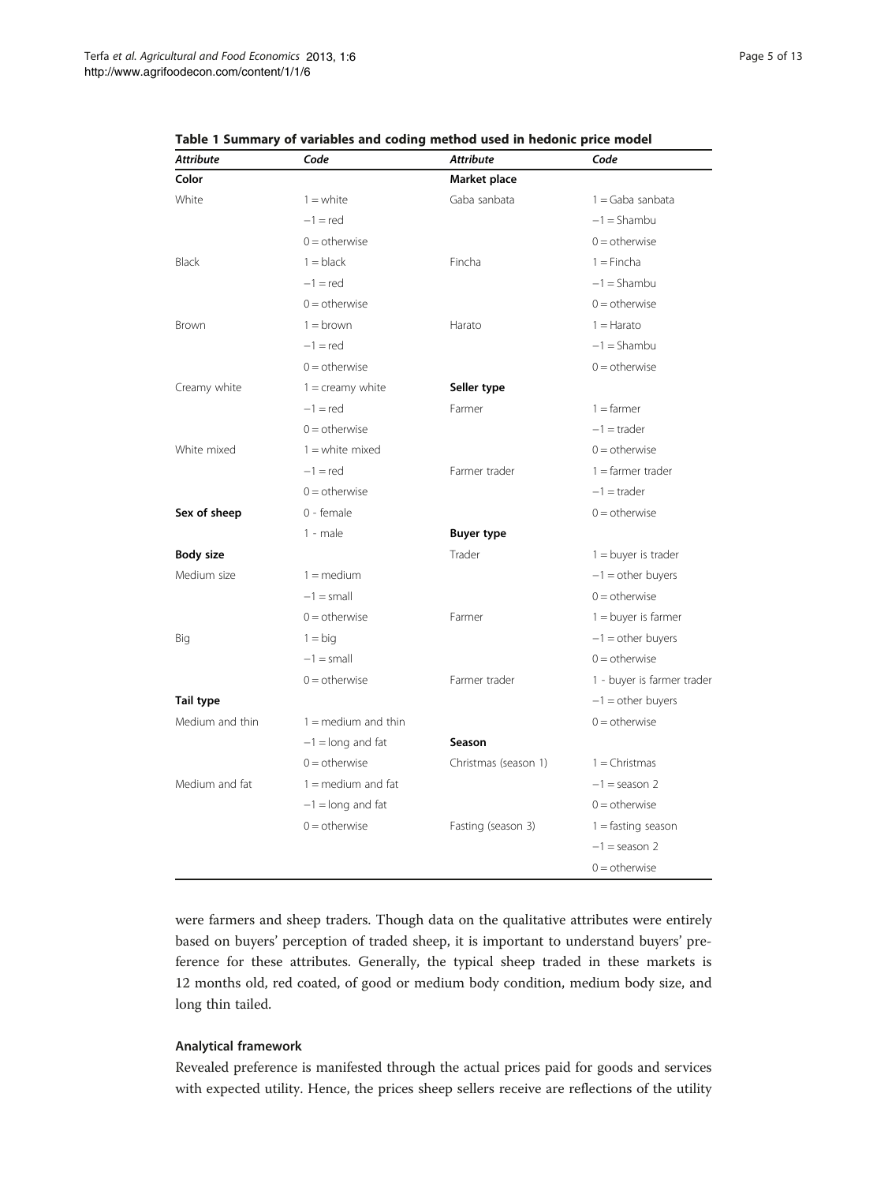**Table 1 Summary of variables and coding method used in hedonic price model**

| *Attribute* | *Code* | *Attribute* | *Code* |
|---|---|---|---|
| **Color** | | **Market place** | |
| White | 1 = white | Gaba sanbata | 1 = Gaba sanbata |
| | −1 = red | | −1 = Shambu |
| | 0 = otherwise | | 0 = otherwise |
| Black | 1 = black | Fincha | 1 = Fincha |
| | −1 = red | | −1 = Shambu |
| | 0 = otherwise | | 0 = otherwise |
| Brown | 1 = brown | Harato | 1 = Harato |
| | −1 = red | | −1 = Shambu |
| | 0 = otherwise | | 0 = otherwise |
| Creamy white | 1 = creamy white | **Seller type** | |
| | −1 = red | Farmer | 1 = farmer |
| | 0 = otherwise | | −1 = trader |
| White mixed | 1 = white mixed | | 0 = otherwise |
| | −1 = red | Farmer trader | 1 = farmer trader |
| | 0 = otherwise | | −1 = trader |
| **Sex of sheep** | 0 - female | | 0 = otherwise |
| | 1 - male | **Buyer type** | |
| **Body size** | | Trader | 1 = buyer is trader |
| Medium size | 1 = medium | | −1 = other buyers |
| | −1 = small | | 0 = otherwise |
| | 0 = otherwise | Farmer | 1 = buyer is farmer |
| Big | 1 = big | | −1 = other buyers |
| | −1 = small | | 0 = otherwise |
| | 0 = otherwise | Farmer trader | 1 - buyer is farmer trader |
| **Tail type** | | | −1 = other buyers |
| Medium and thin | 1 = medium and thin | | 0 = otherwise |
| | −1 = long and fat | **Season** | |
| | 0 = otherwise | Christmas (season 1) | 1 = Christmas |
| Medium and fat | 1 = medium and fat | | −1 = season 2 |
| | −1 = long and fat | | 0 = otherwise |
| | 0 = otherwise | Fasting (season 3) | 1 = fasting season |
| | | | −1 = season 2 |
| | | | 0 = otherwise |

were farmers and sheep traders. Though data on the qualitative attributes were entirely based on buyers' perception of traded sheep, it is important to understand buyers' preference for these attributes. Generally, the typical sheep traded in these markets is 12 months old, red coated, of good or medium body condition, medium body size, and long thin tailed.

#### Analytical framework

Revealed preference is manifested through the actual prices paid for goods and services with expected utility. Hence, the prices sheep sellers receive are reflections of the utility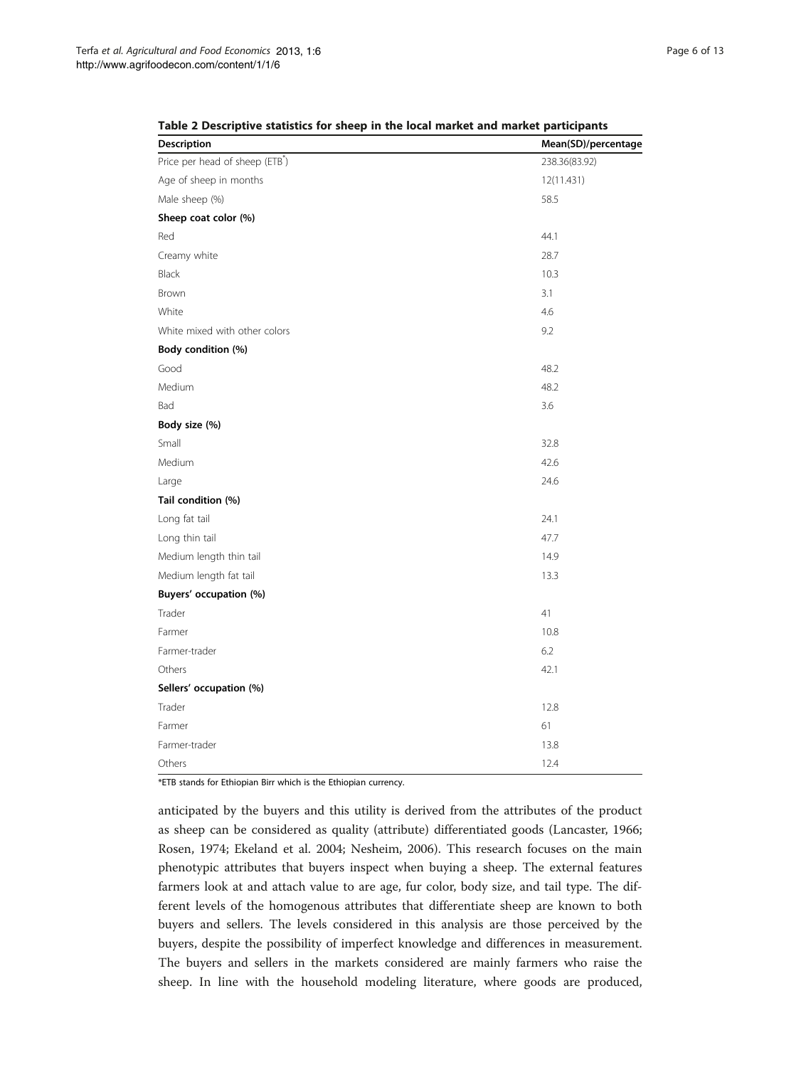**Table 2 Descriptive statistics for sheep in the local market and market participants**

| Description | Mean(SD)/percentage |
|---|---|
| Price per head of sheep (ETB*) | 238.36(83.92) |
| Age of sheep in months | 12(11.431) |
| Male sheep (%) | 58.5 |
| **Sheep coat color (%)** | |
| Red | 44.1 |
| Creamy white | 28.7 |
| Black | 10.3 |
| Brown | 3.1 |
| White | 4.6 |
| White mixed with other colors | 9.2 |
| **Body condition (%)** | |
| Good | 48.2 |
| Medium | 48.2 |
| Bad | 3.6 |
| **Body size (%)** | |
| Small | 32.8 |
| Medium | 42.6 |
| Large | 24.6 |
| **Tail condition (%)** | |
| Long fat tail | 24.1 |
| Long thin tail | 47.7 |
| Medium length thin tail | 14.9 |
| Medium length fat tail | 13.3 |
| **Buyers' occupation (%)** | |
| Trader | 41 |
| Farmer | 10.8 |
| Farmer-trader | 6.2 |
| Others | 42.1 |
| **Sellers' occupation (%)** | |
| Trader | 12.8 |
| Farmer | 61 |
| Farmer-trader | 13.8 |
| Others | 12.4 |

*ETB stands for Ethiopian Birr which is the Ethiopian currency.

anticipated by the buyers and this utility is derived from the attributes of the product as sheep can be considered as quality (attribute) differentiated goods (Lancaster, 1966; Rosen, 1974; Ekeland et al. 2004; Nesheim, 2006). This research focuses on the main phenotypic attributes that buyers inspect when buying a sheep. The external features farmers look at and attach value to are age, fur color, body size, and tail type. The different levels of the homogenous attributes that differentiate sheep are known to both buyers and sellers. The levels considered in this analysis are those perceived by the buyers, despite the possibility of imperfect knowledge and differences in measurement. The buyers and sellers in the markets considered are mainly farmers who raise the sheep. In line with the household modeling literature, where goods are produced,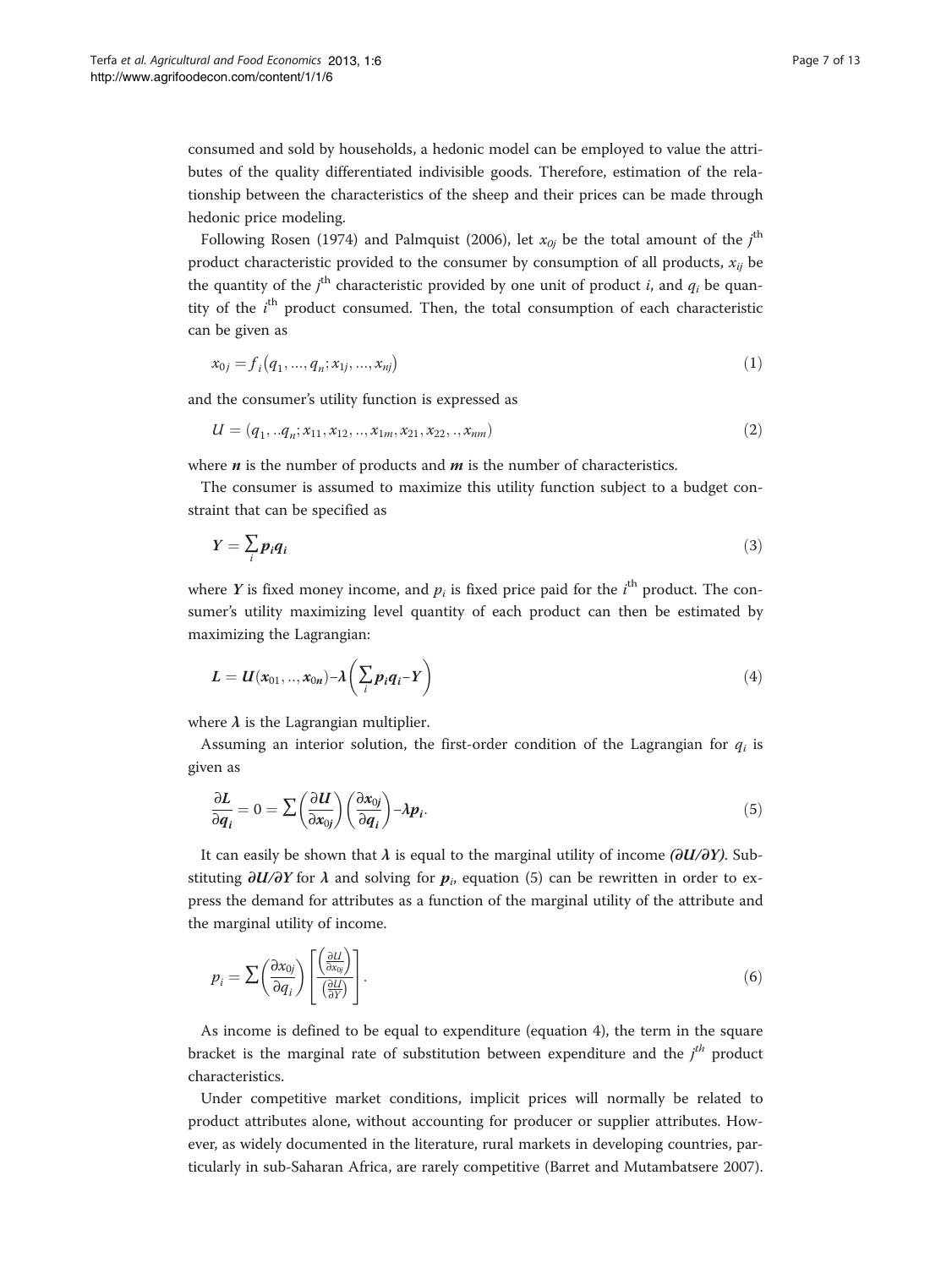consumed and sold by households, a hedonic model can be employed to value the attributes of the quality differentiated indivisible goods. Therefore, estimation of the relationship between the characteristics of the sheep and their prices can be made through hedonic price modeling.

Following Rosen (1974) and Palmquist (2006), let $x_{0j}$ be the total amount of the $j^{\text{th}}$ product characteristic provided to the consumer by consumption of all products, $x_{ij}$ be the quantity of the $j^{\text{th}}$ characteristic provided by one unit of product $i$, and $q_i$ be quantity of the $i^{\text{th}}$ product consumed. Then, the total consumption of each characteristic can be given as

$$x_{0j} = f_i(q_1, \dots, q_n; x_{1j}, \dots, x_{nj}) \tag{1}$$

and the consumer's utility function is expressed as

$$U = (q_1, ..q_n; x_{11}, x_{12}, .., x_{1m}, x_{21}, x_{22}, ., x_{nm}) \tag{2}$$

where $\boldsymbol{n}$ is the number of products and $\boldsymbol{m}$ is the number of characteristics.

The consumer is assumed to maximize this utility function subject to a budget constraint that can be specified as

$$\boldsymbol{Y} = \sum_i \boldsymbol{p_i q_i} \tag{3}$$

where $\boldsymbol{Y}$ is fixed money income, and $p_i$ is fixed price paid for the $i^{\text{th}}$ product. The consumer's utility maximizing level quantity of each product can then be estimated by maximizing the Lagrangian:

$$\boldsymbol{L} = \boldsymbol{U}(\boldsymbol{x}_{01}, .., \boldsymbol{x}_{0n}) - \boldsymbol{\lambda}\left(\sum_i \boldsymbol{p_i q_i} - \boldsymbol{Y}\right) \tag{4}$$

where $\boldsymbol{\lambda}$ is the Lagrangian multiplier.

Assuming an interior solution, the first-order condition of the Lagrangian for $q_i$ is given as

$$\frac{\partial \boldsymbol{L}}{\partial \boldsymbol{q_i}} = 0 = \sum \left(\frac{\partial \boldsymbol{U}}{\partial \boldsymbol{x}_{0j}}\right)\left(\frac{\partial \boldsymbol{x}_{0j}}{\partial \boldsymbol{q_i}}\right) - \boldsymbol{\lambda p_i}. \tag{5}$$

It can easily be shown that $\boldsymbol{\lambda}$ is equal to the marginal utility of income *(∂U/∂Y)*. Substituting $\boldsymbol{\partial U/\partial Y}$ for $\boldsymbol{\lambda}$ and solving for $\boldsymbol{p_i}$, equation (5) can be rewritten in order to express the demand for attributes as a function of the marginal utility of the attribute and the marginal utility of income.

$$p_i = \sum \left(\frac{\partial x_{0j}}{\partial q_i}\right)\left[\frac{\left(\frac{\partial U}{\partial x_{0j}}\right)}{\left(\frac{\partial U}{\partial Y}\right)}\right]. \tag{6}$$

As income is defined to be equal to expenditure (equation 4), the term in the square bracket is the marginal rate of substitution between expenditure and the $j^{th}$ product characteristics.

Under competitive market conditions, implicit prices will normally be related to product attributes alone, without accounting for producer or supplier attributes. However, as widely documented in the literature, rural markets in developing countries, particularly in sub-Saharan Africa, are rarely competitive (Barret and Mutambatsere 2007).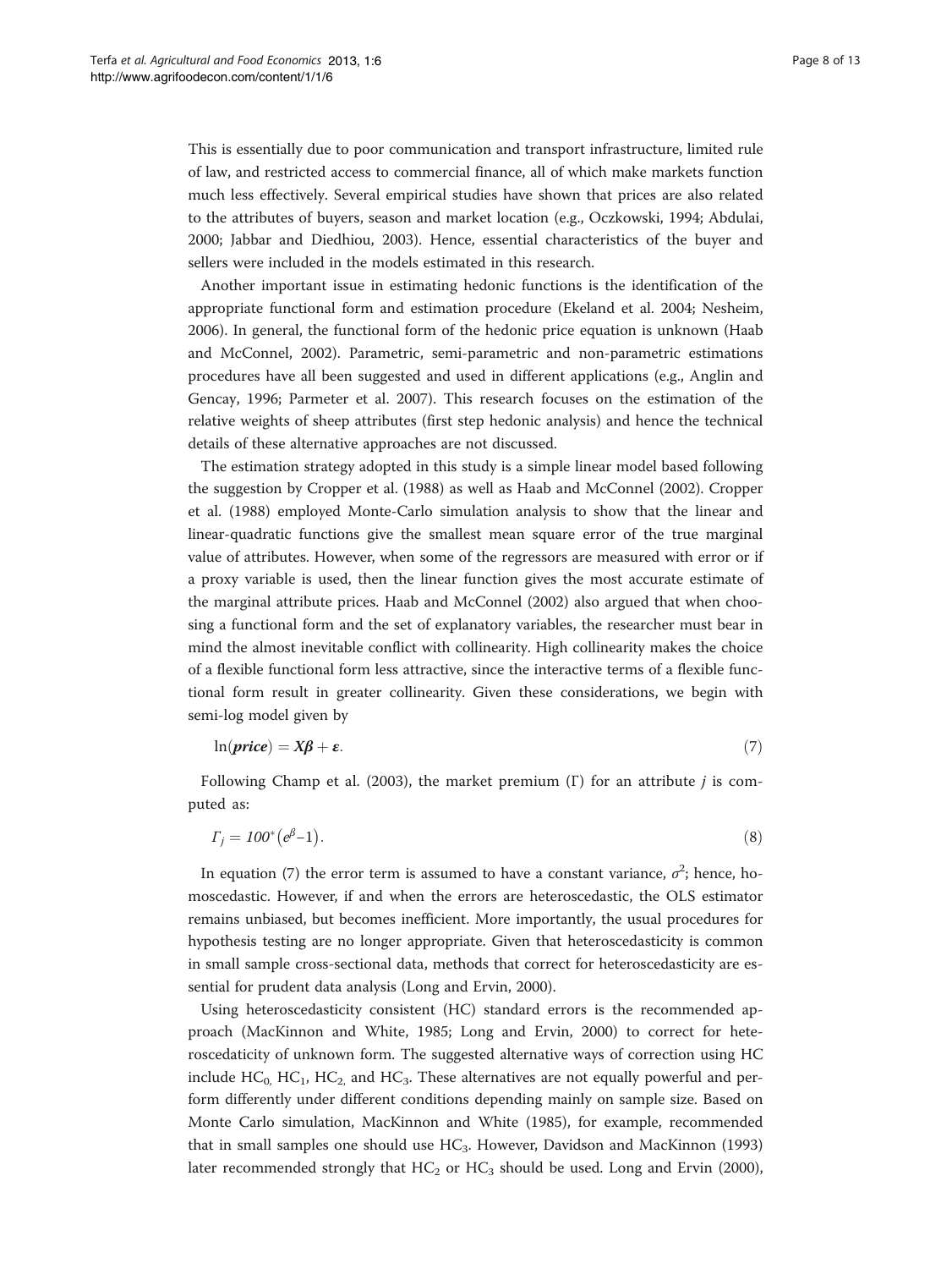This is essentially due to poor communication and transport infrastructure, limited rule of law, and restricted access to commercial finance, all of which make markets function much less effectively. Several empirical studies have shown that prices are also related to the attributes of buyers, season and market location (e.g., Oczkowski, 1994; Abdulai, 2000; Jabbar and Diedhiou, 2003). Hence, essential characteristics of the buyer and sellers were included in the models estimated in this research.

Another important issue in estimating hedonic functions is the identification of the appropriate functional form and estimation procedure (Ekeland et al. 2004; Nesheim, 2006). In general, the functional form of the hedonic price equation is unknown (Haab and McConnel, 2002). Parametric, semi-parametric and non-parametric estimations procedures have all been suggested and used in different applications (e.g., Anglin and Gencay, 1996; Parmeter et al. 2007). This research focuses on the estimation of the relative weights of sheep attributes (first step hedonic analysis) and hence the technical details of these alternative approaches are not discussed.

The estimation strategy adopted in this study is a simple linear model based following the suggestion by Cropper et al. (1988) as well as Haab and McConnel (2002). Cropper et al. (1988) employed Monte-Carlo simulation analysis to show that the linear and linear-quadratic functions give the smallest mean square error of the true marginal value of attributes. However, when some of the regressors are measured with error or if a proxy variable is used, then the linear function gives the most accurate estimate of the marginal attribute prices. Haab and McConnel (2002) also argued that when choosing a functional form and the set of explanatory variables, the researcher must bear in mind the almost inevitable conflict with collinearity. High collinearity makes the choice of a flexible functional form less attractive, since the interactive terms of a flexible functional form result in greater collinearity. Given these considerations, we begin with semi-log model given by

$$\ln(\boldsymbol{price}) = \boldsymbol{X\beta} + \boldsymbol{\varepsilon}. \tag{7}$$

Following Champ et al. (2003), the market premium ($\Gamma$) for an attribute $j$ is computed as:

$$\Gamma_j = 100^*\left(e^{\beta} - 1\right). \tag{8}$$

In equation (7) the error term is assumed to have a constant variance, $\sigma^2$; hence, homoscedastic. However, if and when the errors are heteroscedastic, the OLS estimator remains unbiased, but becomes inefficient. More importantly, the usual procedures for hypothesis testing are no longer appropriate. Given that heteroscedasticity is common in small sample cross-sectional data, methods that correct for heteroscedasticity are essential for prudent data analysis (Long and Ervin, 2000).

Using heteroscedasticity consistent (HC) standard errors is the recommended approach (MacKinnon and White, 1985; Long and Ervin, 2000) to correct for heteroscedaticity of unknown form. The suggested alternative ways of correction using HC include $HC_0$, $HC_1$, $HC_2$, and $HC_3$. These alternatives are not equally powerful and perform differently under different conditions depending mainly on sample size. Based on Monte Carlo simulation, MacKinnon and White (1985), for example, recommended that in small samples one should use $HC_3$. However, Davidson and MacKinnon (1993) later recommended strongly that $HC_2$ or $HC_3$ should be used. Long and Ervin (2000),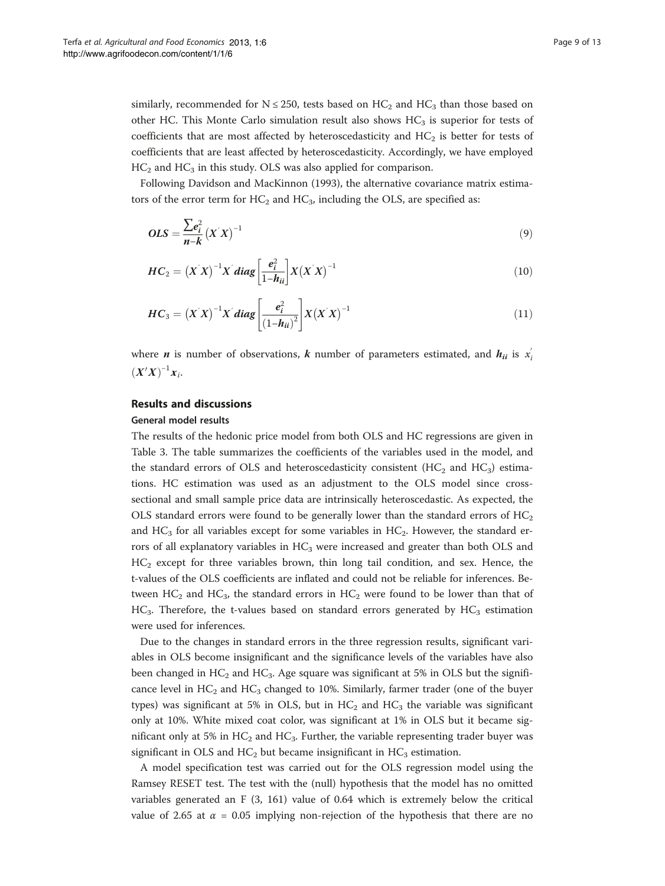similarly, recommended for $N \le 250$, tests based on $HC_2$ and $HC_3$ than those based on other HC. This Monte Carlo simulation result also shows $HC_3$ is superior for tests of coefficients that are most affected by heteroscedasticity and $HC_2$ is better for tests of coefficients that are least affected by heteroscedasticity. Accordingly, we have employed $HC_2$ and $HC_3$ in this study. OLS was also applied for comparison.

Following Davidson and MacKinnon (1993), the alternative covariance matrix estimators of the error term for $HC_2$ and $HC_3$, including the OLS, are specified as:

$$\boldsymbol{OLS} = \frac{\sum \boldsymbol{e}_i^2}{\boldsymbol{n}-\boldsymbol{k}}\left(\boldsymbol{X}'\boldsymbol{X}\right)^{-1} \tag{9}$$

$$\boldsymbol{HC}_2 = \left(\boldsymbol{X}'\boldsymbol{X}\right)^{-1}\boldsymbol{X}'\,\boldsymbol{diag}\left[\frac{\boldsymbol{e}_i^2}{1-\boldsymbol{h}_{ii}}\right]\boldsymbol{X}\left(\boldsymbol{X}'\boldsymbol{X}\right)^{-1} \tag{10}$$

$$\boldsymbol{HC}_3 = \left(\boldsymbol{X}'\boldsymbol{X}\right)^{-1}\boldsymbol{X}'\,\boldsymbol{diag}\left[\frac{\boldsymbol{e}_i^2}{\left(1-\boldsymbol{h}_{ii}\right)^2}\right]\boldsymbol{X}\left(\boldsymbol{X}'\boldsymbol{X}\right)^{-1} \tag{11}$$

where $\boldsymbol{n}$ is number of observations, $\boldsymbol{k}$ number of parameters estimated, and $\boldsymbol{h}_{ii}$ is $x_i'$ $(\boldsymbol{X}'\boldsymbol{X})^{-1}\boldsymbol{x}_i$.

## Results and discussions

### General model results

The results of the hedonic price model from both OLS and HC regressions are given in Table 3. The table summarizes the coefficients of the variables used in the model, and the standard errors of OLS and heteroscedasticity consistent ($HC_2$ and $HC_3$) estimations. HC estimation was used as an adjustment to the OLS model since cross-sectional and small sample price data are intrinsically heteroscedastic. As expected, the OLS standard errors were found to be generally lower than the standard errors of $HC_2$ and $HC_3$ for all variables except for some variables in $HC_2$. However, the standard errors of all explanatory variables in $HC_3$ were increased and greater than both OLS and $HC_2$ except for three variables brown, thin long tail condition, and sex. Hence, the t-values of the OLS coefficients are inflated and could not be reliable for inferences. Between $HC_2$ and $HC_3$, the standard errors in $HC_2$ were found to be lower than that of $HC_3$. Therefore, the t-values based on standard errors generated by $HC_3$ estimation were used for inferences.

Due to the changes in standard errors in the three regression results, significant variables in OLS become insignificant and the significance levels of the variables have also been changed in $HC_2$ and $HC_3$. Age square was significant at 5% in OLS but the significance level in $HC_2$ and $HC_3$ changed to 10%. Similarly, farmer trader (one of the buyer types) was significant at 5% in OLS, but in $HC_2$ and $HC_3$ the variable was significant only at 10%. White mixed coat color, was significant at 1% in OLS but it became significant only at 5% in $HC_2$ and $HC_3$. Further, the variable representing trader buyer was significant in OLS and $HC_2$ but became insignificant in $HC_3$ estimation.

A model specification test was carried out for the OLS regression model using the Ramsey RESET test. The test with the (null) hypothesis that the model has no omitted variables generated an $F$ (3, 161) value of 0.64 which is extremely below the critical value of 2.65 at $\alpha = 0.05$ implying non-rejection of the hypothesis that there are no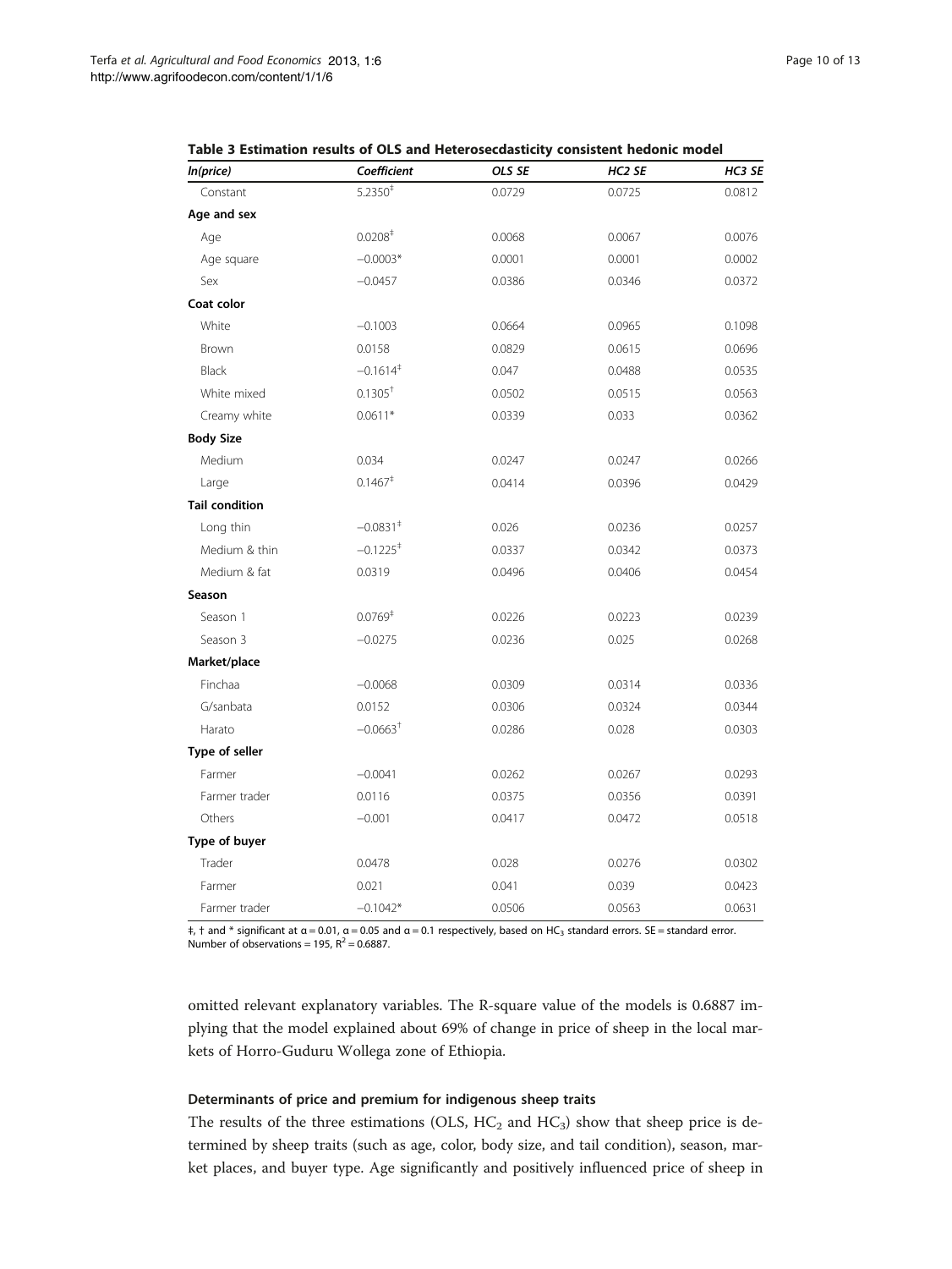**Table 3 Estimation results of OLS and Heterosecdasticity consistent hedonic model**

| *ln(price)* | *Coefficient* | *OLS SE* | *HC2 SE* | *HC3 SE* |
|---|---|---|---|---|
| Constant | 5.2350‡ | 0.0729 | 0.0725 | 0.0812 |
| **Age and sex** | | | | |
| Age | 0.0208‡ | 0.0068 | 0.0067 | 0.0076 |
| Age square | −0.0003* | 0.0001 | 0.0001 | 0.0002 |
| Sex | −0.0457 | 0.0386 | 0.0346 | 0.0372 |
| **Coat color** | | | | |
| White | −0.1003 | 0.0664 | 0.0965 | 0.1098 |
| Brown | 0.0158 | 0.0829 | 0.0615 | 0.0696 |
| Black | −0.1614‡ | 0.047 | 0.0488 | 0.0535 |
| White mixed | 0.1305† | 0.0502 | 0.0515 | 0.0563 |
| Creamy white | 0.0611* | 0.0339 | 0.033 | 0.0362 |
| **Body Size** | | | | |
| Medium | 0.034 | 0.0247 | 0.0247 | 0.0266 |
| Large | 0.1467‡ | 0.0414 | 0.0396 | 0.0429 |
| **Tail condition** | | | | |
| Long thin | −0.0831‡ | 0.026 | 0.0236 | 0.0257 |
| Medium & thin | −0.1225‡ | 0.0337 | 0.0342 | 0.0373 |
| Medium & fat | 0.0319 | 0.0496 | 0.0406 | 0.0454 |
| **Season** | | | | |
| Season 1 | 0.0769‡ | 0.0226 | 0.0223 | 0.0239 |
| Season 3 | −0.0275 | 0.0236 | 0.025 | 0.0268 |
| **Market/place** | | | | |
| Finchaa | −0.0068 | 0.0309 | 0.0314 | 0.0336 |
| G/sanbata | 0.0152 | 0.0306 | 0.0324 | 0.0344 |
| Harato | −0.0663† | 0.0286 | 0.028 | 0.0303 |
| **Type of seller** | | | | |
| Farmer | −0.0041 | 0.0262 | 0.0267 | 0.0293 |
| Farmer trader | 0.0116 | 0.0375 | 0.0356 | 0.0391 |
| Others | −0.001 | 0.0417 | 0.0472 | 0.0518 |
| **Type of buyer** | | | | |
| Trader | 0.0478 | 0.028 | 0.0276 | 0.0302 |
| Farmer | 0.021 | 0.041 | 0.039 | 0.0423 |
| Farmer trader | −0.1042* | 0.0506 | 0.0563 | 0.0631 |

‡, † and * significant at α = 0.01, α = 0.05 and α = 0.1 respectively, based on $HC_3$ standard errors. SE = standard error. Number of observations = 195, $R^2$ = 0.6887.

omitted relevant explanatory variables. The R-square value of the models is 0.6887 implying that the model explained about 69% of change in price of sheep in the local markets of Horro-Guduru Wollega zone of Ethiopia.

### Determinants of price and premium for indigenous sheep traits

The results of the three estimations (OLS, $HC_2$ and $HC_3$) show that sheep price is determined by sheep traits (such as age, color, body size, and tail condition), season, market places, and buyer type. Age significantly and positively influenced price of sheep in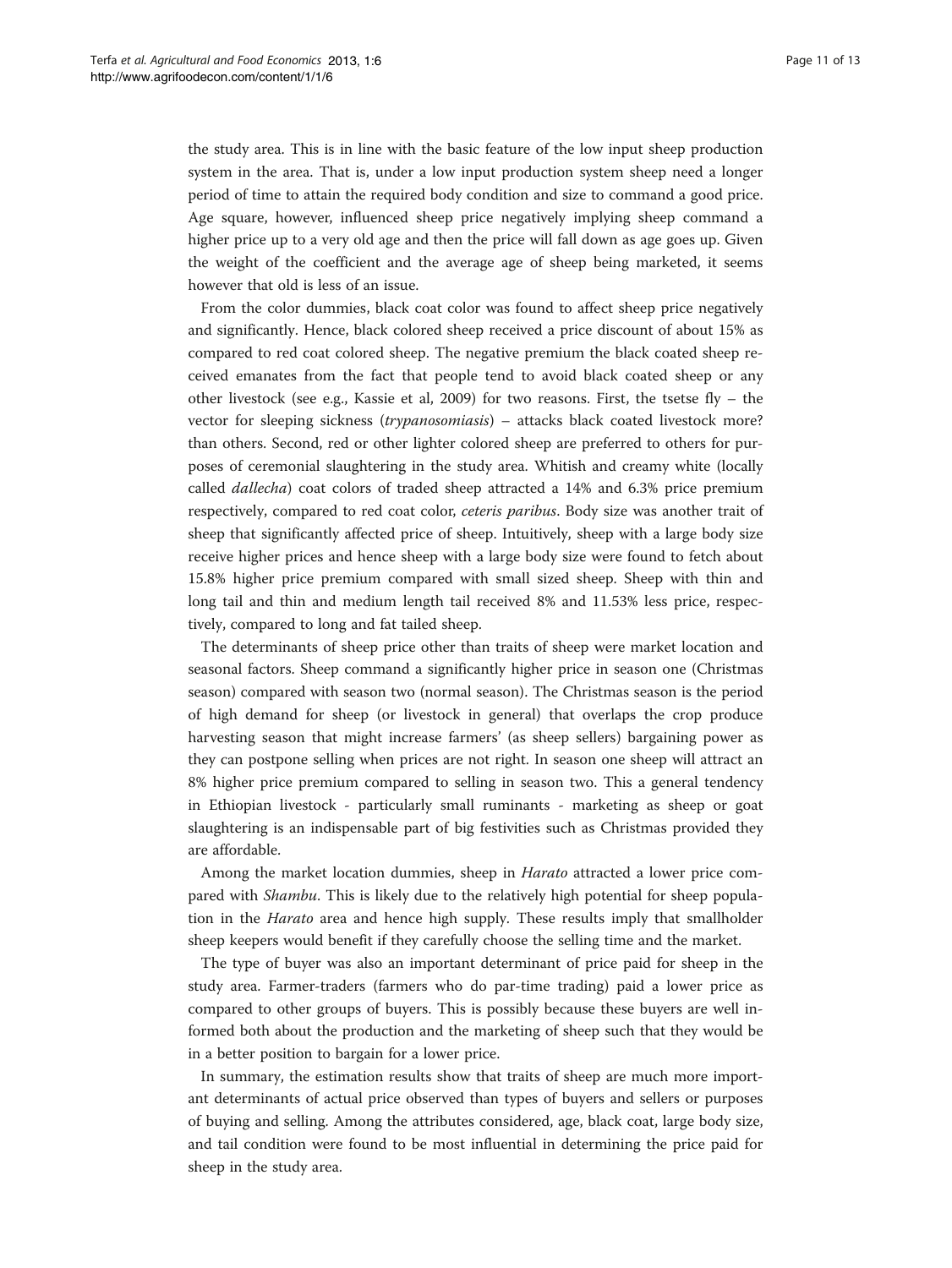the study area. This is in line with the basic feature of the low input sheep production system in the area. That is, under a low input production system sheep need a longer period of time to attain the required body condition and size to command a good price. Age square, however, influenced sheep price negatively implying sheep command a higher price up to a very old age and then the price will fall down as age goes up. Given the weight of the coefficient and the average age of sheep being marketed, it seems however that old is less of an issue.

From the color dummies, black coat color was found to affect sheep price negatively and significantly. Hence, black colored sheep received a price discount of about 15% as compared to red coat colored sheep. The negative premium the black coated sheep received emanates from the fact that people tend to avoid black coated sheep or any other livestock (see e.g., Kassie et al, 2009) for two reasons. First, the tsetse fly – the vector for sleeping sickness (*trypanosomiasis*) – attacks black coated livestock more? than others. Second, red or other lighter colored sheep are preferred to others for purposes of ceremonial slaughtering in the study area. Whitish and creamy white (locally called *dallecha*) coat colors of traded sheep attracted a 14% and 6.3% price premium respectively, compared to red coat color, *ceteris paribus*. Body size was another trait of sheep that significantly affected price of sheep. Intuitively, sheep with a large body size receive higher prices and hence sheep with a large body size were found to fetch about 15.8% higher price premium compared with small sized sheep. Sheep with thin and long tail and thin and medium length tail received 8% and 11.53% less price, respectively, compared to long and fat tailed sheep.

The determinants of sheep price other than traits of sheep were market location and seasonal factors. Sheep command a significantly higher price in season one (Christmas season) compared with season two (normal season). The Christmas season is the period of high demand for sheep (or livestock in general) that overlaps the crop produce harvesting season that might increase farmers' (as sheep sellers) bargaining power as they can postpone selling when prices are not right. In season one sheep will attract an 8% higher price premium compared to selling in season two. This a general tendency in Ethiopian livestock - particularly small ruminants - marketing as sheep or goat slaughtering is an indispensable part of big festivities such as Christmas provided they are affordable.

Among the market location dummies, sheep in *Harato* attracted a lower price compared with *Shambu*. This is likely due to the relatively high potential for sheep population in the *Harato* area and hence high supply. These results imply that smallholder sheep keepers would benefit if they carefully choose the selling time and the market.

The type of buyer was also an important determinant of price paid for sheep in the study area. Farmer-traders (farmers who do par-time trading) paid a lower price as compared to other groups of buyers. This is possibly because these buyers are well informed both about the production and the marketing of sheep such that they would be in a better position to bargain for a lower price.

In summary, the estimation results show that traits of sheep are much more important determinants of actual price observed than types of buyers and sellers or purposes of buying and selling. Among the attributes considered, age, black coat, large body size, and tail condition were found to be most influential in determining the price paid for sheep in the study area.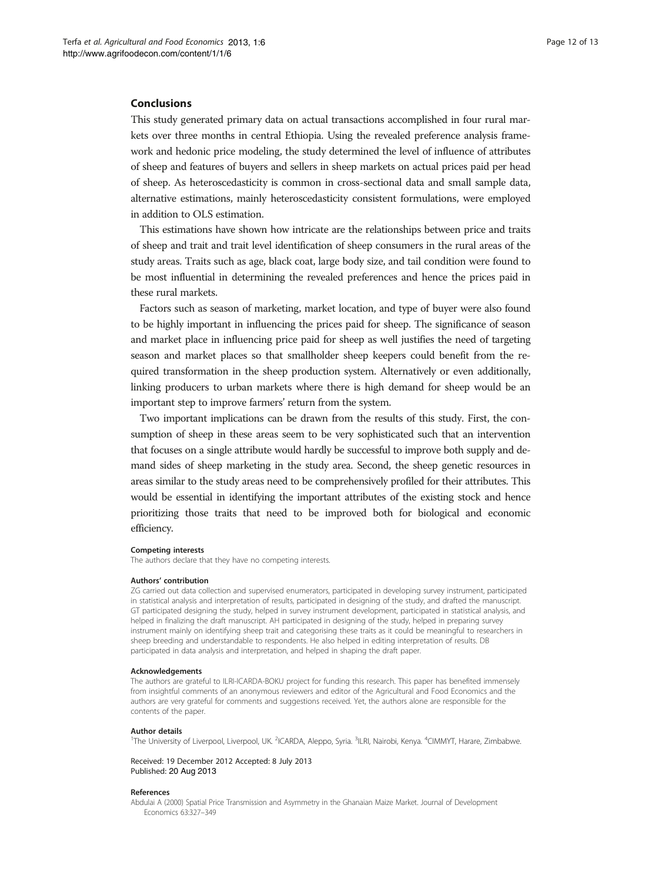## Conclusions

This study generated primary data on actual transactions accomplished in four rural markets over three months in central Ethiopia. Using the revealed preference analysis framework and hedonic price modeling, the study determined the level of influence of attributes of sheep and features of buyers and sellers in sheep markets on actual prices paid per head of sheep. As heteroscedasticity is common in cross-sectional data and small sample data, alternative estimations, mainly heteroscedasticity consistent formulations, were employed in addition to OLS estimation.

This estimations have shown how intricate are the relationships between price and traits of sheep and trait and trait level identification of sheep consumers in the rural areas of the study areas. Traits such as age, black coat, large body size, and tail condition were found to be most influential in determining the revealed preferences and hence the prices paid in these rural markets.

Factors such as season of marketing, market location, and type of buyer were also found to be highly important in influencing the prices paid for sheep. The significance of season and market place in influencing price paid for sheep as well justifies the need of targeting season and market places so that smallholder sheep keepers could benefit from the required transformation in the sheep production system. Alternatively or even additionally, linking producers to urban markets where there is high demand for sheep would be an important step to improve farmers' return from the system.

Two important implications can be drawn from the results of this study. First, the consumption of sheep in these areas seem to be very sophisticated such that an intervention that focuses on a single attribute would hardly be successful to improve both supply and demand sides of sheep marketing in the study area. Second, the sheep genetic resources in areas similar to the study areas need to be comprehensively profiled for their attributes. This would be essential in identifying the important attributes of the existing stock and hence prioritizing those traits that need to be improved both for biological and economic efficiency.

#### Competing interests

The authors declare that they have no competing interests.

#### Authors' contribution

ZG carried out data collection and supervised enumerators, participated in developing survey instrument, participated in statistical analysis and interpretation of results, participated in designing of the study, and drafted the manuscript. GT participated designing the study, helped in survey instrument development, participated in statistical analysis, and helped in finalizing the draft manuscript. AH participated in designing of the study, helped in preparing survey instrument mainly on identifying sheep trait and categorising these traits as it could be meaningful to researchers in sheep breeding and understandable to respondents. He also helped in editing interpretation of results. DB participated in data analysis and interpretation, and helped in shaping the draft paper.

#### Acknowledgements

The authors are grateful to ILRI-ICARDA-BOKU project for funding this research. This paper has benefited immensely from insightful comments of an anonymous reviewers and editor of the Agricultural and Food Economics and the authors are very grateful for comments and suggestions received. Yet, the authors alone are responsible for the contents of the paper.

#### Author details

[1]The University of Liverpool, Liverpool, UK. [2]ICARDA, Aleppo, Syria. [3]ILRI, Nairobi, Kenya. [4]CIMMYT, Harare, Zimbabwe.

Received: 19 December 2012 Accepted: 8 July 2013
Published: 20 Aug 2013

#### References

Abdulai A (2000) Spatial Price Transmission and Asymmetry in the Ghanaian Maize Market. Journal of Development Economics 63:327–349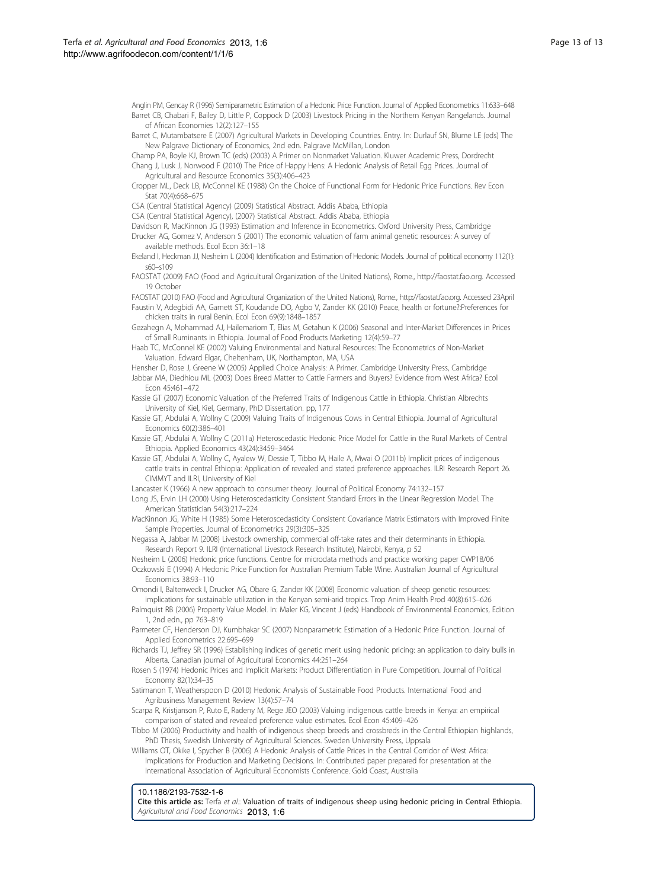Anglin PM, Gencay R (1996) Semiparametric Estimation of a Hedonic Price Function. Journal of Applied Econometrics 11:633–648

Barret CB, Chabari F, Bailey D, Little P, Coppock D (2003) Livestock Pricing in the Northern Kenyan Rangelands. Journal of African Economies 12(2):127–155

Barret C, Mutambatsere E (2007) Agricultural Markets in Developing Countries. Entry. In: Durlauf SN, Blume LE (eds) The New Palgrave Dictionary of Economics, 2nd edn. Palgrave McMillan, London

Champ PA, Boyle KJ, Brown TC (eds) (2003) A Primer on Nonmarket Valuation. Kluwer Academic Press, Dordrecht

Chang J, Lusk J, Norwood F (2010) The Price of Happy Hens: A Hedonic Analysis of Retail Egg Prices. Journal of Agricultural and Resource Economics 35(3):406–423

Cropper ML, Deck LB, McConnel KE (1988) On the Choice of Functional Form for Hedonic Price Functions. Rev Econ Stat 70(4):668–675

CSA (Central Statistical Agency) (2009) Statistical Abstract. Addis Ababa, Ethiopia

CSA (Central Statistical Agency), (2007) Statistical Abstract. Addis Ababa, Ethiopia

Davidson R, MacKinnon JG (1993) Estimation and Inference in Econometrics. Oxford University Press, Cambridge

Drucker AG, Gomez V, Anderson S (2001) The economic valuation of farm animal genetic resources: A survey of available methods. Ecol Econ 36:1–18

Ekeland I, Heckman JJ, Nesheim L (2004) Identification and Estimation of Hedonic Models. Journal of political economy 112(1): s60–s109

FAOSTAT (2009) FAO (Food and Agricultural Organization of the United Nations), Rome., http://faostat.fao.org. Accessed 19 October

FAOSTAT (2010) FAO (Food and Agricultural Organization of the United Nations), Rome., http://faostat.fao.org. Accessed 23April

Faustin V, Adegbidi AA, Garnett ST, Koudande DO, Agbo V, Zander KK (2010) Peace, health or fortune?:Preferences for chicken traits in rural Benin. Ecol Econ 69(9):1848–1857

Gezahegn A, Mohammad AJ, Hailemariom T, Elias M, Getahun K (2006) Seasonal and Inter-Market Differences in Prices of Small Ruminants in Ethiopia. Journal of Food Products Marketing 12(4):59–77

Haab TC, McConnel KE (2002) Valuing Environmental and Natural Resources: The Econometrics of Non-Market Valuation. Edward Elgar, Cheltenham, UK, Northampton, MA, USA

Hensher D, Rose J, Greene W (2005) Applied Choice Analysis: A Primer. Cambridge University Press, Cambridge

Jabbar MA, Diedhiou ML (2003) Does Breed Matter to Cattle Farmers and Buyers? Evidence from West Africa? Ecol Econ 45:461–472

Kassie GT (2007) Economic Valuation of the Preferred Traits of Indigenous Cattle in Ethiopia. Christian Albrechts University of Kiel, Kiel, Germany, PhD Dissertation. pp, 177

Kassie GT, Abdulai A, Wollny C (2009) Valuing Traits of Indigenous Cows in Central Ethiopia. Journal of Agricultural Economics 60(2):386–401

Kassie GT, Abdulai A, Wollny C (2011a) Heteroscedastic Hedonic Price Model for Cattle in the Rural Markets of Central Ethiopia. Applied Economics 43(24):3459–3464

Kassie GT, Abdulai A, Wollny C, Ayalew W, Dessie T, Tibbo M, Haile A, Mwai O (2011b) Implicit prices of indigenous cattle traits in central Ethiopia: Application of revealed and stated preference approaches. ILRI Research Report 26. CIMMYT and ILRI, University of Kiel

Lancaster K (1966) A new approach to consumer theory. Journal of Political Economy 74:132–157

Long JS, Ervin LH (2000) Using Heteroscedasticity Consistent Standard Errors in the Linear Regression Model. The American Statistician 54(3):217–224

MacKinnon JG, White H (1985) Some Heteroscedasticity Consistent Covariance Matrix Estimators with Improved Finite Sample Properties. Journal of Econometrics 29(3):305–325

Negassa A, Jabbar M (2008) Livestock ownership, commercial off-take rates and their determinants in Ethiopia. Research Report 9. ILRI (International Livestock Research Institute), Nairobi, Kenya, p 52

Nesheim L (2006) Hedonic price functions. Centre for microdata methods and practice working paper CWP18/06

Oczkowski E (1994) A Hedonic Price Function for Australian Premium Table Wine. Australian Journal of Agricultural Economics 38:93–110

Omondi I, Baltenweck I, Drucker AG, Obare G, Zander KK (2008) Economic valuation of sheep genetic resources: implications for sustainable utilization in the Kenyan semi-arid tropics. Trop Anim Health Prod 40(8):615–626

Palmquist RB (2006) Property Value Model. In: Maler KG, Vincent J (eds) Handbook of Environmental Economics, Edition 1, 2nd edn., pp 763–819

Parmeter CF, Henderson DJ, Kumbhakar SC (2007) Nonparametric Estimation of a Hedonic Price Function. Journal of Applied Econometrics 22:695–699

Richards TJ, Jeffrey SR (1996) Establishing indices of genetic merit using hedonic pricing: an application to dairy bulls in Alberta. Canadian journal of Agricultural Economics 44:251–264

Rosen S (1974) Hedonic Prices and Implicit Markets: Product Differentiation in Pure Competition. Journal of Political Economy 82(1):34–35

Satimanon T, Weatherspoon D (2010) Hedonic Analysis of Sustainable Food Products. International Food and Agribusiness Management Review 13(4):57–74

Scarpa R, Kristjanson P, Ruto E, Radeny M, Rege JEO (2003) Valuing indigenous cattle breeds in Kenya: an empirical comparison of stated and revealed preference value estimates. Ecol Econ 45:409–426

Tibbo M (2006) Productivity and health of indigenous sheep breeds and crossbreds in the Central Ethiopian highlands, PhD Thesis, Swedish University of Agricultural Sciences. Sweden University Press, Uppsala

Williams OT, Okike I, Spycher B (2006) A Hedonic Analysis of Cattle Prices in the Central Corridor of West Africa: Implications for Production and Marketing Decisions. In: Contributed paper prepared for presentation at the International Association of Agricultural Economists Conference. Gold Coast, Australia

10.1186/2193-7532-1-6

**Cite this article as:** Terfa *et al.*: Valuation of traits of indigenous sheep using hedonic pricing in Central Ethiopia. *Agricultural and Food Economics* 2013, 1:6